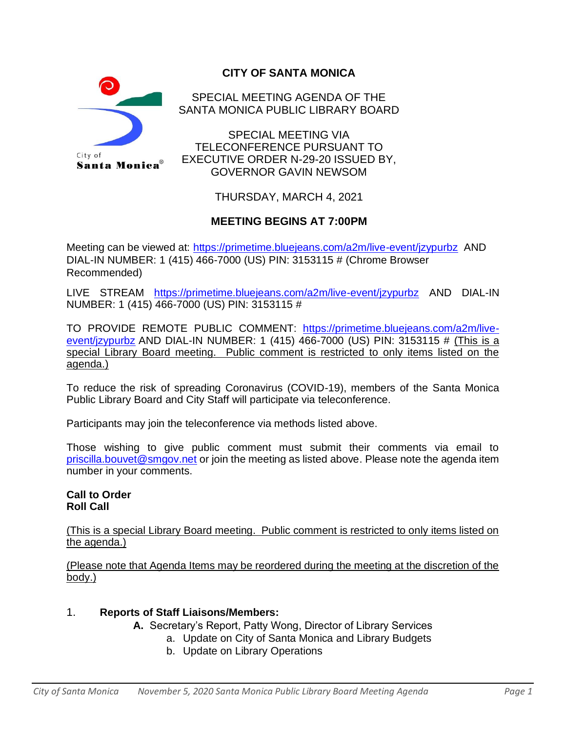# CITY OF SANTA MONICA

SPECIAL MEETING AGENDA OF THE
SANTA MONICA PUBLIC LIBRARY BOARD

SPECIAL MEETING VIA
TELECONFERENCE PURSUANT TO
EXECUTIVE ORDER N-29-20 ISSUED BY,
GOVERNOR GAVIN NEWSOM

THURSDAY, MARCH 4, 2021

**MEETING BEGINS AT 7:00PM**

Meeting can be viewed at: https://primetime.bluejeans.com/a2m/live-event/jzypurbz AND DIAL-IN NUMBER: 1 (415) 466-7000 (US) PIN: 3153115 # (Chrome Browser Recommended)

LIVE STREAM https://primetime.bluejeans.com/a2m/live-event/jzypurbz AND DIAL-IN NUMBER: 1 (415) 466-7000 (US) PIN: 3153115 #

TO PROVIDE REMOTE PUBLIC COMMENT: https://primetime.bluejeans.com/a2m/live-event/jzypurbz AND DIAL-IN NUMBER: 1 (415) 466-7000 (US) PIN: 3153115 # (This is a special Library Board meeting. Public comment is restricted to only items listed on the agenda.)

To reduce the risk of spreading Coronavirus (COVID-19), members of the Santa Monica Public Library Board and City Staff will participate via teleconference.

Participants may join the teleconference via methods listed above.

Those wishing to give public comment must submit their comments via email to priscilla.bouvet@smgov.net or join the meeting as listed above. Please note the agenda item number in your comments.

**Call to Order**
**Roll Call**

(This is a special Library Board meeting. Public comment is restricted to only items listed on the agenda.)

(Please note that Agenda Items may be reordered during the meeting at the discretion of the body.)

1. **Reports of Staff Liaisons/Members:**
   - **A.** Secretary's Report, Patty Wong, Director of Library Services
     - a. Update on City of Santa Monica and Library Budgets
     - b. Update on Library Operations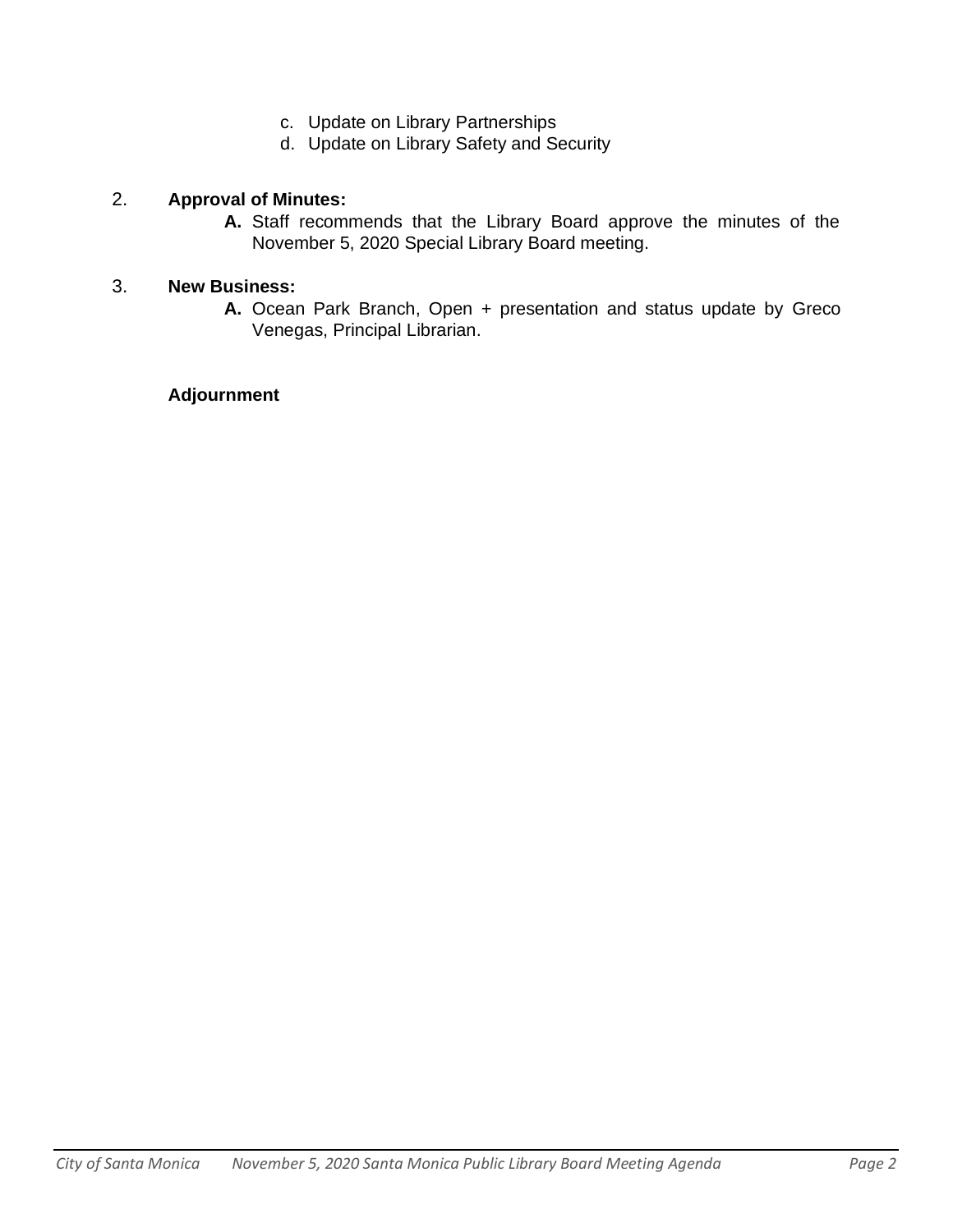c. Update on Library Partnerships
   d. Update on Library Safety and Security

2. **Approval of Minutes:**

   **A.** Staff recommends that the Library Board approve the minutes of the November 5, 2020 Special Library Board meeting.

3. **New Business:**

   **A.** Ocean Park Branch, Open + presentation and status update by Greco Venegas, Principal Librarian.

**Adjournment**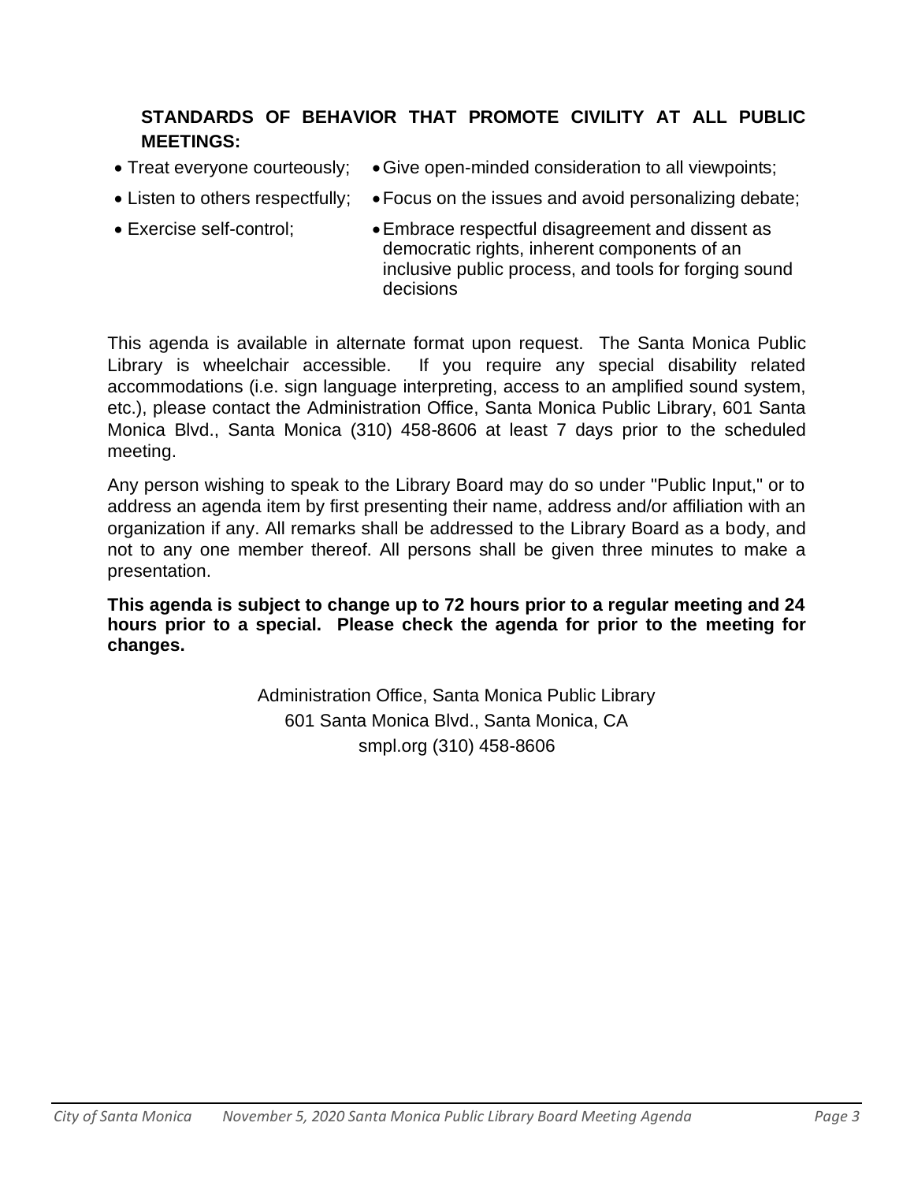**STANDARDS OF BEHAVIOR THAT PROMOTE CIVILITY AT ALL PUBLIC MEETINGS:**

- Treat everyone courteously;
- Listen to others respectfully;
- Exercise self-control;
- Give open-minded consideration to all viewpoints;
- Focus on the issues and avoid personalizing debate;
- Embrace respectful disagreement and dissent as democratic rights, inherent components of an inclusive public process, and tools for forging sound decisions

This agenda is available in alternate format upon request. The Santa Monica Public Library is wheelchair accessible. If you require any special disability related accommodations (i.e. sign language interpreting, access to an amplified sound system, etc.), please contact the Administration Office, Santa Monica Public Library, 601 Santa Monica Blvd., Santa Monica (310) 458-8606 at least 7 days prior to the scheduled meeting.

Any person wishing to speak to the Library Board may do so under "Public Input," or to address an agenda item by first presenting their name, address and/or affiliation with an organization if any. All remarks shall be addressed to the Library Board as a body, and not to any one member thereof. All persons shall be given three minutes to make a presentation.

**This agenda is subject to change up to 72 hours prior to a regular meeting and 24 hours prior to a special. Please check the agenda for prior to the meeting for changes.**

Administration Office, Santa Monica Public Library
601 Santa Monica Blvd., Santa Monica, CA
smpl.org (310) 458-8606